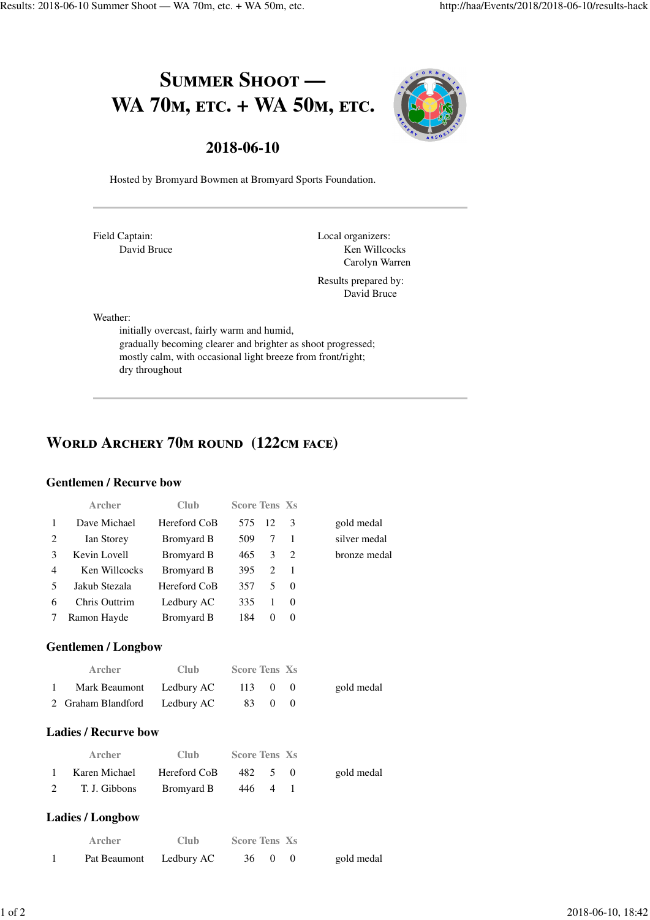# Summer Shoot — WA 70m, etc. + WA 50m, etc.

## 2018-06-10

Hosted by Bromyard Bowmen at Bromyard Sports Foundation.

---

Field Captain:
David Bruce

Local organizers:
Ken Willcocks
Carolyn Warren

Results prepared by:
David Bruce

Weather:
initially overcast, fairly warm and humid,
gradually becoming clearer and brighter as shoot progressed;
mostly calm, with occasional light breeze from front/right;
dry throughout

---

## World Archery 70m round (122cm face)

### Gentlemen / Recurve bow

| | Archer | Club | Score | Tens | Xs | |
|---|---|---|---|---|---|---|
| 1 | Dave Michael | Hereford CoB | 575 | 12 | 3 | gold medal |
| 2 | Ian Storey | Bromyard B | 509 | 7 | 1 | silver medal |
| 3 | Kevin Lovell | Bromyard B | 465 | 3 | 2 | bronze medal |
| 4 | Ken Willcocks | Bromyard B | 395 | 2 | 1 | |
| 5 | Jakub Stezala | Hereford CoB | 357 | 5 | 0 | |
| 6 | Chris Outtrim | Ledbury AC | 335 | 1 | 0 | |
| 7 | Ramon Hayde | Bromyard B | 184 | 0 | 0 | |

### Gentlemen / Longbow

| | Archer | Club | Score | Tens | Xs | |
|---|---|---|---|---|---|---|
| 1 | Mark Beaumont | Ledbury AC | 113 | 0 | 0 | gold medal |
| 2 | Graham Blandford | Ledbury AC | 83 | 0 | 0 | |

### Ladies / Recurve bow

| | Archer | Club | Score | Tens | Xs | |
|---|---|---|---|---|---|---|
| 1 | Karen Michael | Hereford CoB | 482 | 5 | 0 | gold medal |
| 2 | T. J. Gibbons | Bromyard B | 446 | 4 | 1 | |

### Ladies / Longbow

| | Archer | Club | Score | Tens | Xs | |
|---|---|---|---|---|---|---|
| 1 | Pat Beaumont | Ledbury AC | 36 | 0 | 0 | gold medal |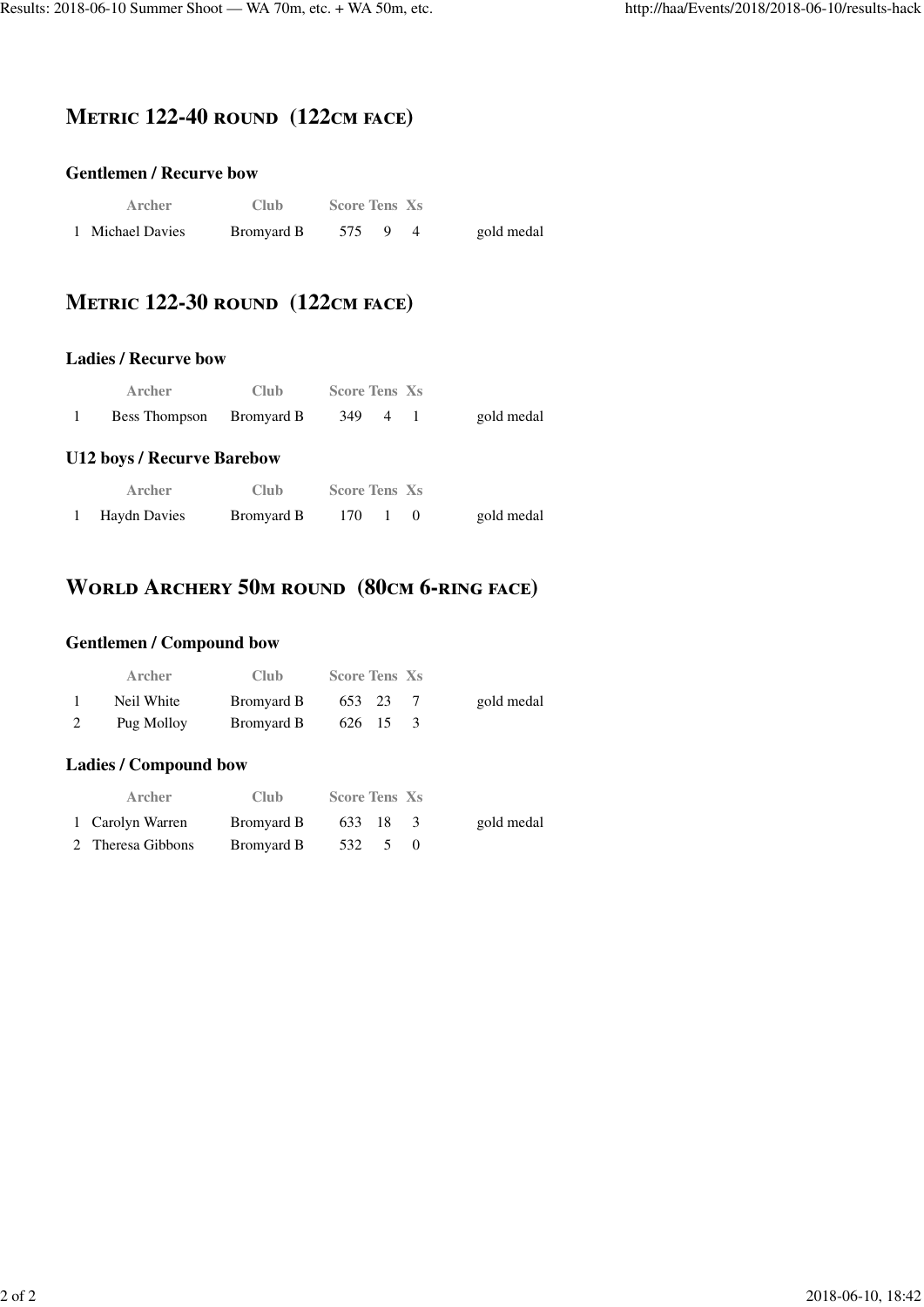## Metric 122-40 round (122cm face)

### Gentlemen / Recurve bow

| | Archer | Club | Score | Tens | Xs | |
|---|---|---|---|---|---|---|
| 1 | Michael Davies | Bromyard B | 575 | 9 | 4 | gold medal |

## Metric 122-30 round (122cm face)

### Ladies / Recurve bow

| | Archer | Club | Score | Tens | Xs | |
|---|---|---|---|---|---|---|
| 1 | Bess Thompson | Bromyard B | 349 | 4 | 1 | gold medal |

### U12 boys / Recurve Barebow

| | Archer | Club | Score | Tens | Xs | |
|---|---|---|---|---|---|---|
| 1 | Haydn Davies | Bromyard B | 170 | 1 | 0 | gold medal |

## World Archery 50m round (80cm 6-ring face)

### Gentlemen / Compound bow

| | Archer | Club | Score | Tens | Xs | |
|---|---|---|---|---|---|---|
| 1 | Neil White | Bromyard B | 653 | 23 | 7 | gold medal |
| 2 | Pug Molloy | Bromyard B | 626 | 15 | 3 | |

### Ladies / Compound bow

| | Archer | Club | Score | Tens | Xs | |
|---|---|---|---|---|---|---|
| 1 | Carolyn Warren | Bromyard B | 633 | 18 | 3 | gold medal |
| 2 | Theresa Gibbons | Bromyard B | 532 | 5 | 0 | |